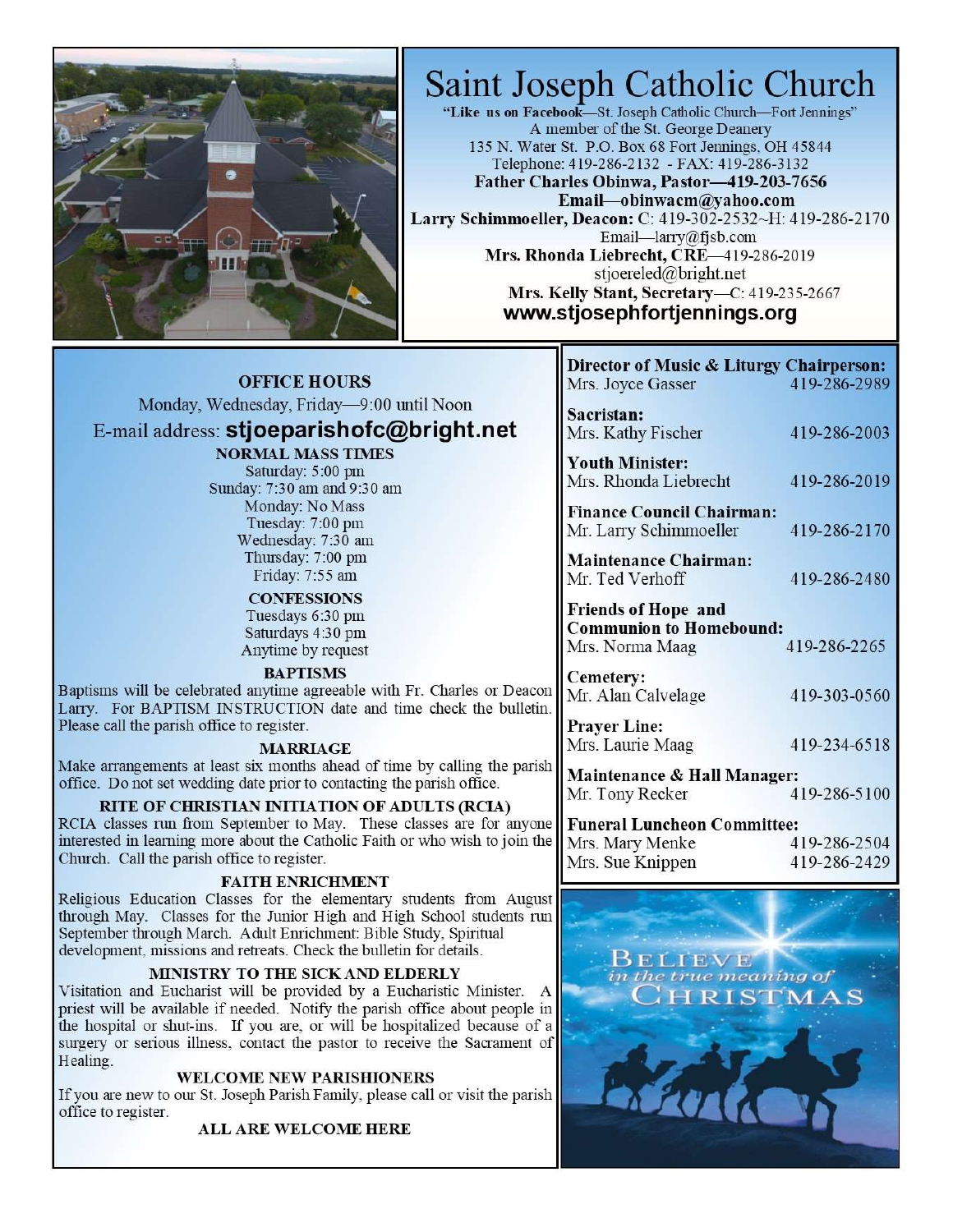# Saint Joseph Catholic Church

**"Like us on Facebook—St. Joseph Catholic Church—Fort Jennings"**

A member of the St. George Deanery

135 N. Water St. P.O. Box 68 Fort Jennings, OH 45844

Telephone: 419-286-2132 - FAX: 419-286-3132

**Father Charles Obinwa, Pastor—419-203-7656**

**Email—obinwacm@yahoo.com**

**Larry Schimmoeller, Deacon:** C: 419-302-2532~H: 419-286-2170

Email—larry@fjsb.com

**Mrs. Rhonda Liebrecht, CRE**—419-286-2019

stjoereled@bright.net

**Mrs. Kelly Stant, Secretary**—C: 419-235-2667

**www.stjosephfortjennings.org**

## OFFICE HOURS

Monday, Wednesday, Friday—9:00 until Noon

E-mail address: **stjoeparishofc@bright.net**

## NORMAL MASS TIMES

Saturday: 5:00 pm
Sunday: 7:30 am and 9:30 am
Monday: No Mass
Tuesday: 7:00 pm
Wednesday: 7:30 am
Thursday: 7:00 pm
Friday: 7:55 am

## CONFESSIONS

Tuesdays 6:30 pm
Saturdays 4:30 pm
Anytime by request

## BAPTISMS

Baptisms will be celebrated anytime agreeable with Fr. Charles or Deacon Larry. For BAPTISM INSTRUCTION date and time check the bulletin. Please call the parish office to register.

## MARRIAGE

Make arrangements at least six months ahead of time by calling the parish office. Do not set wedding date prior to contacting the parish office.

## RITE OF CHRISTIAN INITIATION OF ADULTS (RCIA)

RCIA classes run from September to May. These classes are for anyone interested in learning more about the Catholic Faith or who wish to join the Church. Call the parish office to register.

## FAITH ENRICHMENT

Religious Education Classes for the elementary students from August through May. Classes for the Junior High and High School students run September through March. Adult Enrichment: Bible Study, Spiritual development, missions and retreats. Check the bulletin for details.

## MINISTRY TO THE SICK AND ELDERLY

Visitation and Eucharist will be provided by a Eucharistic Minister. A priest will be available if needed. Notify the parish office about people in the hospital or shut-ins. If you are, or will be hospitalized because of a surgery or serious illness, contact the pastor to receive the Sacrament of Healing.

## WELCOME NEW PARISHIONERS

If you are new to our St. Joseph Parish Family, please call or visit the parish office to register.

**ALL ARE WELCOME HERE**

**Director of Music & Liturgy Chairperson:**
Mrs. Joyce Gasser 419-286-2989

**Sacristan:**
Mrs. Kathy Fischer 419-286-2003

**Youth Minister:**
Mrs. Rhonda Liebrecht 419-286-2019

**Finance Council Chairman:**
Mr. Larry Schimmoeller 419-286-2170

**Maintenance Chairman:**
Mr. Ted Verhoff 419-286-2480

**Friends of Hope and Communion to Homebound:**
Mrs. Norma Maag 419-286-2265

**Cemetery:**
Mr. Alan Calvelage 419-303-0560

**Prayer Line:**
Mrs. Laurie Maag 419-234-6518

**Maintenance & Hall Manager:**
Mr. Tony Recker 419-286-5100

**Funeral Luncheon Committee:**
Mrs. Mary Menke 419-286-2504
Mrs. Sue Knippen 419-286-2429

BELIEVE *in the true meaning of* CHRISTMAS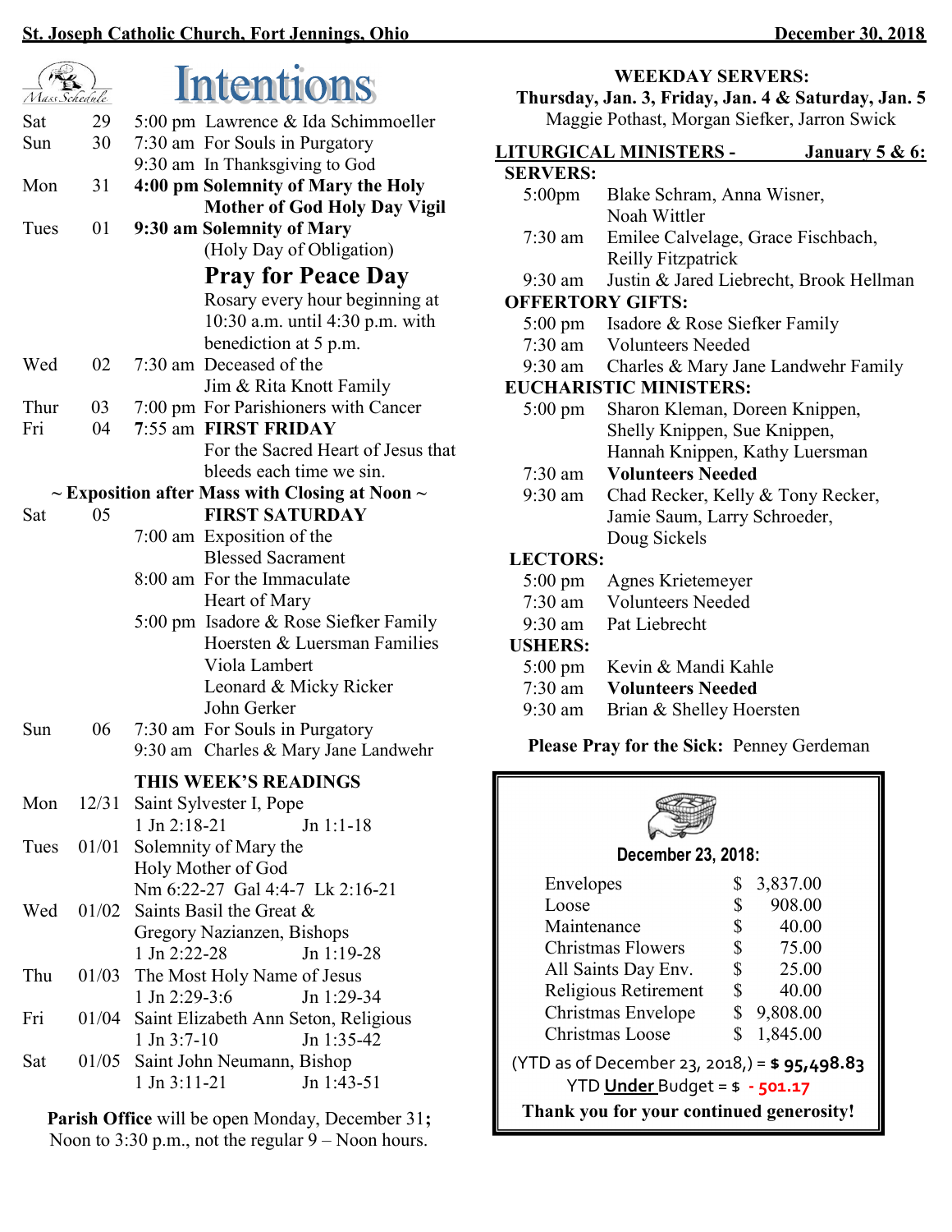St. Joseph Catholic Church, Fort Jennings, Ohio — December 30, 2018

# Intentions

| | | | |
|---|---|---|---|
| Sat | 29 | 5:00 pm | Lawrence & Ida Schimmoeller |
| Sun | 30 | 7:30 am | For Souls in Purgatory |
| | | 9:30 am | In Thanksgiving to God |
| Mon | 31 | **4:00 pm** | **Solemnity of Mary the Holy Mother of God Holy Day Vigil** |
| Tues | 01 | **9:30 am** | **Solemnity of Mary** (Holy Day of Obligation) |
| | | | **Pray for Peace Day** Rosary every hour beginning at 10:30 a.m. until 4:30 p.m. with benediction at 5 p.m. |
| Wed | 02 | 7:30 am | Deceased of the Jim & Rita Knott Family |
| Thur | 03 | 7:00 pm | For Parishioners with Cancer |
| Fri | 04 | 7:55 am | **FIRST FRIDAY** For the Sacred Heart of Jesus that bleeds each time we sin. |

**~ Exposition after Mass with Closing at Noon ~**

| | | | |
|---|---|---|---|
| Sat | 05 | | **FIRST SATURDAY** |
| | | 7:00 am | Exposition of the Blessed Sacrament |
| | | 8:00 am | For the Immaculate Heart of Mary |
| | | 5:00 pm | Isadore & Rose Siefker Family; Hoersten & Luersman Families; Viola Lambert; Leonard & Micky Ricker; John Gerker |
| Sun | 06 | 7:30 am | For Souls in Purgatory |
| | | 9:30 am | Charles & Mary Jane Landwehr |

## THIS WEEK'S READINGS

| | | | |
|---|---|---|---|
| Mon | 12/31 | Saint Sylvester I, Pope | 1 Jn 2:18-21 Jn 1:1-18 |
| Tues | 01/01 | Solemnity of Mary the Holy Mother of God | Nm 6:22-27 Gal 4:4-7 Lk 2:16-21 |
| Wed | 01/02 | Saints Basil the Great & Gregory Nazianzen, Bishops | 1 Jn 2:22-28 Jn 1:19-28 |
| Thu | 01/03 | The Most Holy Name of Jesus | 1 Jn 2:29-3:6 Jn 1:29-34 |
| Fri | 01/04 | Saint Elizabeth Ann Seton, Religious | 1 Jn 3:7-10 Jn 1:35-42 |
| Sat | 01/05 | Saint John Neumann, Bishop | 1 Jn 3:11-21 Jn 1:43-51 |

**Parish Office** will be open Monday, December 31**;** Noon to 3:30 p.m., not the regular 9 – Noon hours.

**WEEKDAY SERVERS:**
**Thursday, Jan. 3, Friday, Jan. 4 & Saturday, Jan. 5**
Maggie Pothast, Morgan Siefker, Jarron Swick

## LITURGICAL MINISTERS - January 5 & 6:

**SERVERS:**
- 5:00pm — Blake Schram, Anna Wisner, Noah Wittler
- 7:30 am — Emilee Calvelage, Grace Fischbach, Reilly Fitzpatrick
- 9:30 am — Justin & Jared Liebrecht, Brook Hellman

**OFFERTORY GIFTS:**
- 5:00 pm — Isadore & Rose Siefker Family
- 7:30 am — Volunteers Needed
- 9:30 am — Charles & Mary Jane Landwehr Family

**EUCHARISTIC MINISTERS:**
- 5:00 pm — Sharon Kleman, Doreen Knippen, Shelly Knippen, Sue Knippen, Hannah Knippen, Kathy Luersman
- 7:30 am — **Volunteers Needed**
- 9:30 am — Chad Recker, Kelly & Tony Recker, Jamie Saum, Larry Schroeder, Doug Sickels

**LECTORS:**
- 5:00 pm — Agnes Krietemeyer
- 7:30 am — Volunteers Needed
- 9:30 am — Pat Liebrecht

**USHERS:**
- 5:00 pm — Kevin & Mandi Kahle
- 7:30 am — **Volunteers Needed**
- 9:30 am — Brian & Shelley Hoersten

**Please Pray for the Sick:** Penney Gerdeman

**December 23, 2018:**

| | |
|---|---|
| Envelopes | $ 3,837.00 |
| Loose | $ 908.00 |
| Maintenance | $ 40.00 |
| Christmas Flowers | $ 75.00 |
| All Saints Day Env. | $ 25.00 |
| Religious Retirement | $ 40.00 |
| Christmas Envelope | $ 9,808.00 |
| Christmas Loose | $ 1,845.00 |

(YTD as of December 23, 2018,) = **$ 95,498.83**
YTD **Under** Budget = $ **- 501.17**

**Thank you for your continued generosity!**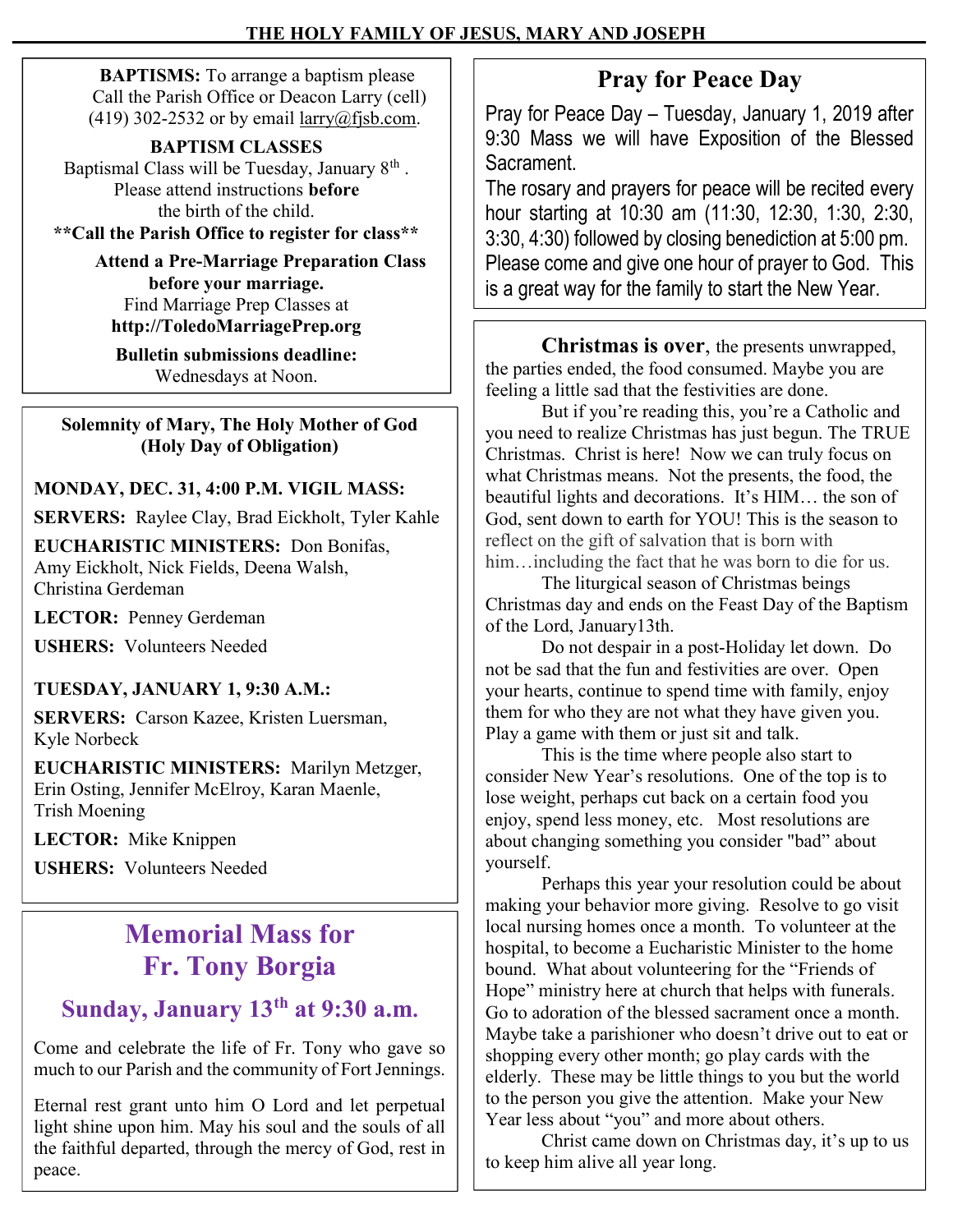**BAPTISMS:** To arrange a baptism please Call the Parish Office or Deacon Larry (cell) (419) 302-2532 or by email larry@fjsb.com.

**BAPTISM CLASSES**

Baptismal Class will be Tuesday, January 8th .
Please attend instructions **before** the birth of the child.

****Call the Parish Office to register for class****

**Attend a Pre-Marriage Preparation Class before your marriage.**
Find Marriage Prep Classes at
**http://ToledoMarriagePrep.org**

**Bulletin submissions deadline:**
Wednesdays at Noon.

**Solemnity of Mary, The Holy Mother of God (Holy Day of Obligation)**

**MONDAY, DEC. 31, 4:00 P.M. VIGIL MASS:**

**SERVERS:** Raylee Clay, Brad Eickholt, Tyler Kahle

**EUCHARISTIC MINISTERS:** Don Bonifas, Amy Eickholt, Nick Fields, Deena Walsh, Christina Gerdeman

**LECTOR:** Penney Gerdeman

**USHERS:** Volunteers Needed

**TUESDAY, JANUARY 1, 9:30 A.M.:**

**SERVERS:** Carson Kazee, Kristen Luersman, Kyle Norbeck

**EUCHARISTIC MINISTERS:** Marilyn Metzger, Erin Osting, Jennifer McElroy, Karan Maenle, Trish Moening

**LECTOR:** Mike Knippen

**USHERS:** Volunteers Needed

## Memorial Mass for Fr. Tony Borgia

### Sunday, January 13th at 9:30 a.m.

Come and celebrate the life of Fr. Tony who gave so much to our Parish and the community of Fort Jennings.

Eternal rest grant unto him O Lord and let perpetual light shine upon him. May his soul and the souls of all the faithful departed, through the mercy of God, rest in peace.

## Pray for Peace Day

Pray for Peace Day – Tuesday, January 1, 2019 after 9:30 Mass we will have Exposition of the Blessed Sacrament.

The rosary and prayers for peace will be recited every hour starting at 10:30 am (11:30, 12:30, 1:30, 2:30, 3:30, 4:30) followed by closing benediction at 5:00 pm. Please come and give one hour of prayer to God. This is a great way for the family to start the New Year.

**Christmas is over**, the presents unwrapped, the parties ended, the food consumed. Maybe you are feeling a little sad that the festivities are done.

But if you're reading this, you're a Catholic and you need to realize Christmas has just begun. The TRUE Christmas. Christ is here! Now we can truly focus on what Christmas means. Not the presents, the food, the beautiful lights and decorations. It's HIM… the son of God, sent down to earth for YOU! This is the season to reflect on the gift of salvation that is born with him…including the fact that he was born to die for us.

The liturgical season of Christmas beings Christmas day and ends on the Feast Day of the Baptism of the Lord, January13th.

Do not despair in a post-Holiday let down. Do not be sad that the fun and festivities are over. Open your hearts, continue to spend time with family, enjoy them for who they are not what they have given you. Play a game with them or just sit and talk.

This is the time where people also start to consider New Year's resolutions. One of the top is to lose weight, perhaps cut back on a certain food you enjoy, spend less money, etc. Most resolutions are about changing something you consider "bad" about yourself.

Perhaps this year your resolution could be about making your behavior more giving. Resolve to go visit local nursing homes once a month. To volunteer at the hospital, to become a Eucharistic Minister to the home bound. What about volunteering for the "Friends of Hope" ministry here at church that helps with funerals. Go to adoration of the blessed sacrament once a month. Maybe take a parishioner who doesn't drive out to eat or shopping every other month; go play cards with the elderly. These may be little things to you but the world to the person you give the attention. Make your New Year less about "you" and more about others.

Christ came down on Christmas day, it's up to us to keep him alive all year long.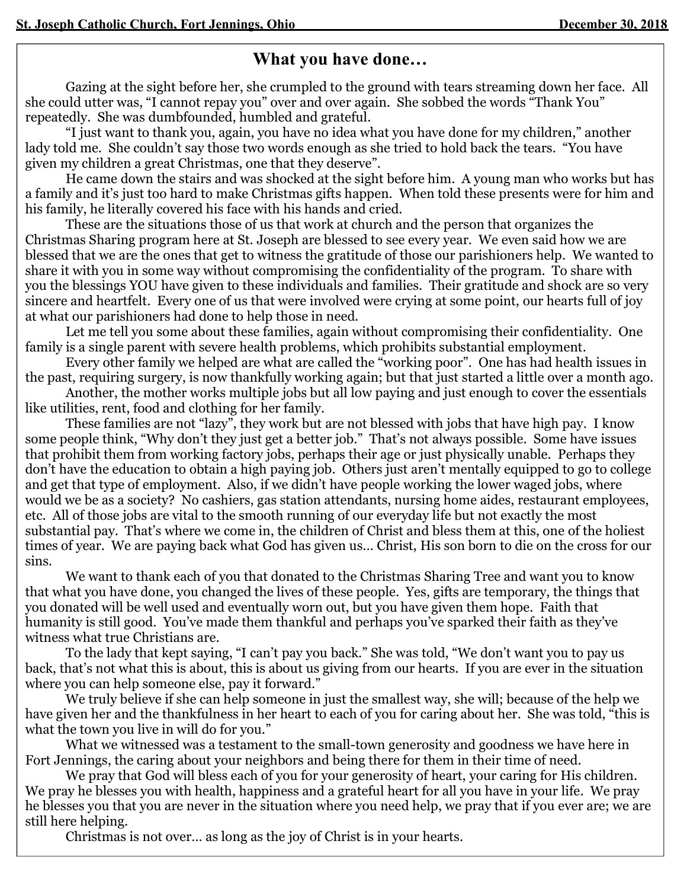## What you have done…

Gazing at the sight before her, she crumpled to the ground with tears streaming down her face. All she could utter was, "I cannot repay you" over and over again. She sobbed the words "Thank You" repeatedly. She was dumbfounded, humbled and grateful.

"I just want to thank you, again, you have no idea what you have done for my children," another lady told me. She couldn't say those two words enough as she tried to hold back the tears. "You have given my children a great Christmas, one that they deserve".

He came down the stairs and was shocked at the sight before him. A young man who works but has a family and it's just too hard to make Christmas gifts happen. When told these presents were for him and his family, he literally covered his face with his hands and cried.

These are the situations those of us that work at church and the person that organizes the Christmas Sharing program here at St. Joseph are blessed to see every year. We even said how we are blessed that we are the ones that get to witness the gratitude of those our parishioners help. We wanted to share it with you in some way without compromising the confidentiality of the program. To share with you the blessings YOU have given to these individuals and families. Their gratitude and shock are so very sincere and heartfelt. Every one of us that were involved were crying at some point, our hearts full of joy at what our parishioners had done to help those in need.

Let me tell you some about these families, again without compromising their confidentiality. One family is a single parent with severe health problems, which prohibits substantial employment.

Every other family we helped are what are called the "working poor". One has had health issues in the past, requiring surgery, is now thankfully working again; but that just started a little over a month ago.

Another, the mother works multiple jobs but all low paying and just enough to cover the essentials like utilities, rent, food and clothing for her family.

These families are not "lazy", they work but are not blessed with jobs that have high pay. I know some people think, "Why don't they just get a better job." That's not always possible. Some have issues that prohibit them from working factory jobs, perhaps their age or just physically unable. Perhaps they don't have the education to obtain a high paying job. Others just aren't mentally equipped to go to college and get that type of employment. Also, if we didn't have people working the lower waged jobs, where would we be as a society? No cashiers, gas station attendants, nursing home aides, restaurant employees, etc. All of those jobs are vital to the smooth running of our everyday life but not exactly the most substantial pay. That's where we come in, the children of Christ and bless them at this, one of the holiest times of year. We are paying back what God has given us… Christ, His son born to die on the cross for our sins.

We want to thank each of you that donated to the Christmas Sharing Tree and want you to know that what you have done, you changed the lives of these people. Yes, gifts are temporary, the things that you donated will be well used and eventually worn out, but you have given them hope. Faith that humanity is still good. You've made them thankful and perhaps you've sparked their faith as they've witness what true Christians are.

To the lady that kept saying, "I can't pay you back." She was told, "We don't want you to pay us back, that's not what this is about, this is about us giving from our hearts. If you are ever in the situation where you can help someone else, pay it forward."

We truly believe if she can help someone in just the smallest way, she will; because of the help we have given her and the thankfulness in her heart to each of you for caring about her. She was told, "this is what the town you live in will do for you."

What we witnessed was a testament to the small-town generosity and goodness we have here in Fort Jennings, the caring about your neighbors and being there for them in their time of need.

We pray that God will bless each of you for your generosity of heart, your caring for His children. We pray he blesses you with health, happiness and a grateful heart for all you have in your life. We pray he blesses you that you are never in the situation where you need help, we pray that if you ever are; we are still here helping.

Christmas is not over… as long as the joy of Christ is in your hearts.